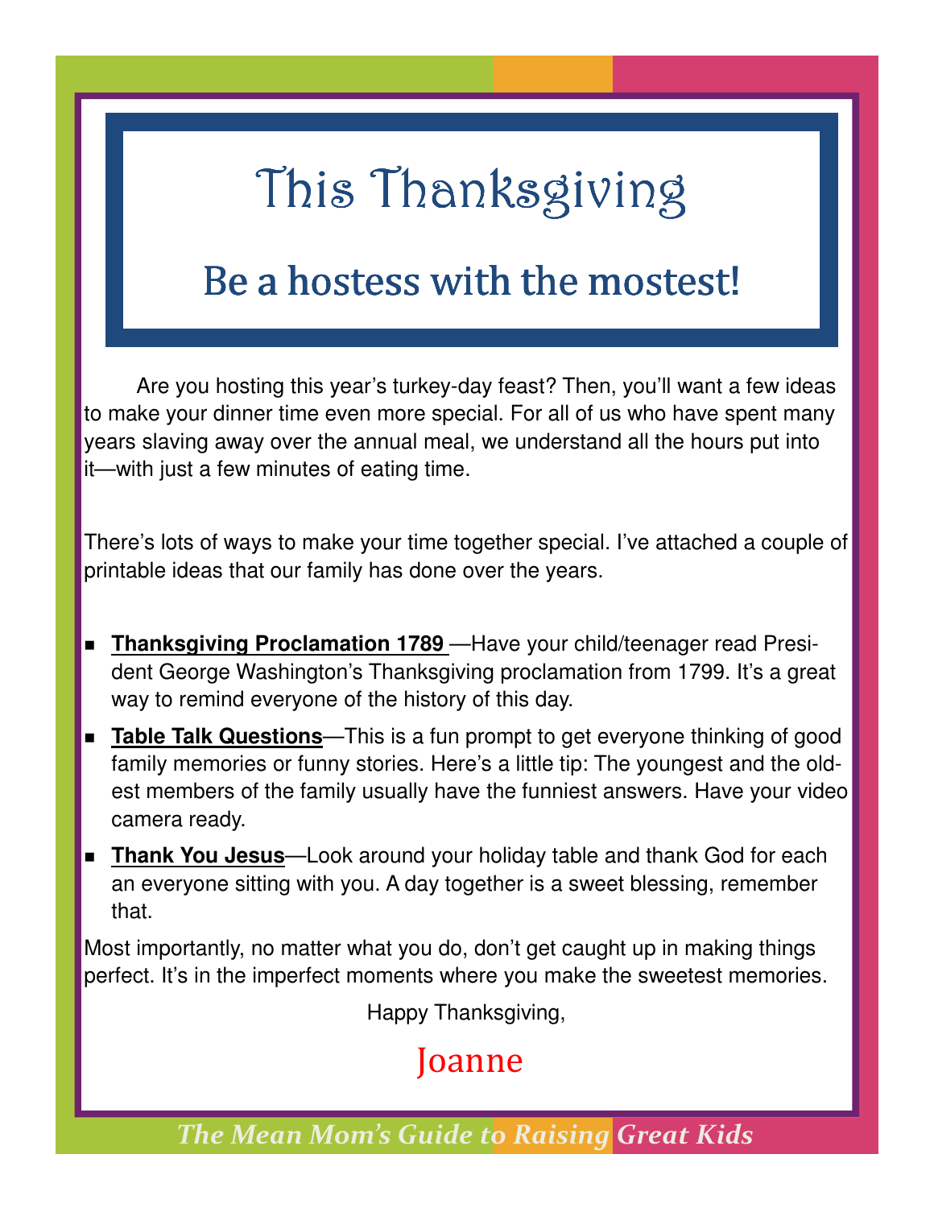# This Thanksgiving

## Be a hostess with the mostest!

Are you hosting this year's turkey-day feast? Then, you'll want a few ideas to make your dinner time even more special. For all of us who have spent many years slaving away over the annual meal, we understand all the hours put into it—with just a few minutes of eating time.

There's lots of ways to make your time together special. I've attached a couple of printable ideas that our family has done over the years.

- **Thanksgiving Proclamation 1789** —Have your child/teenager read President George Washington's Thanksgiving proclamation from 1799. It's a great way to remind everyone of the history of this day.
- **Table Talk Questions**—This is a fun prompt to get everyone thinking of good family memories or funny stories. Here's a little tip: The youngest and the oldest members of the family usually have the funniest answers. Have your video camera ready.
- **Thank You Jesus**—Look around your holiday table and thank God for each an everyone sitting with you. A day together is a sweet blessing, remember that.

Most importantly, no matter what you do, don't get caught up in making things perfect. It's in the imperfect moments where you make the sweetest memories.

Happy Thanksgiving,

Joanne

*The Mean Mom's Guide to Raising Great Kids*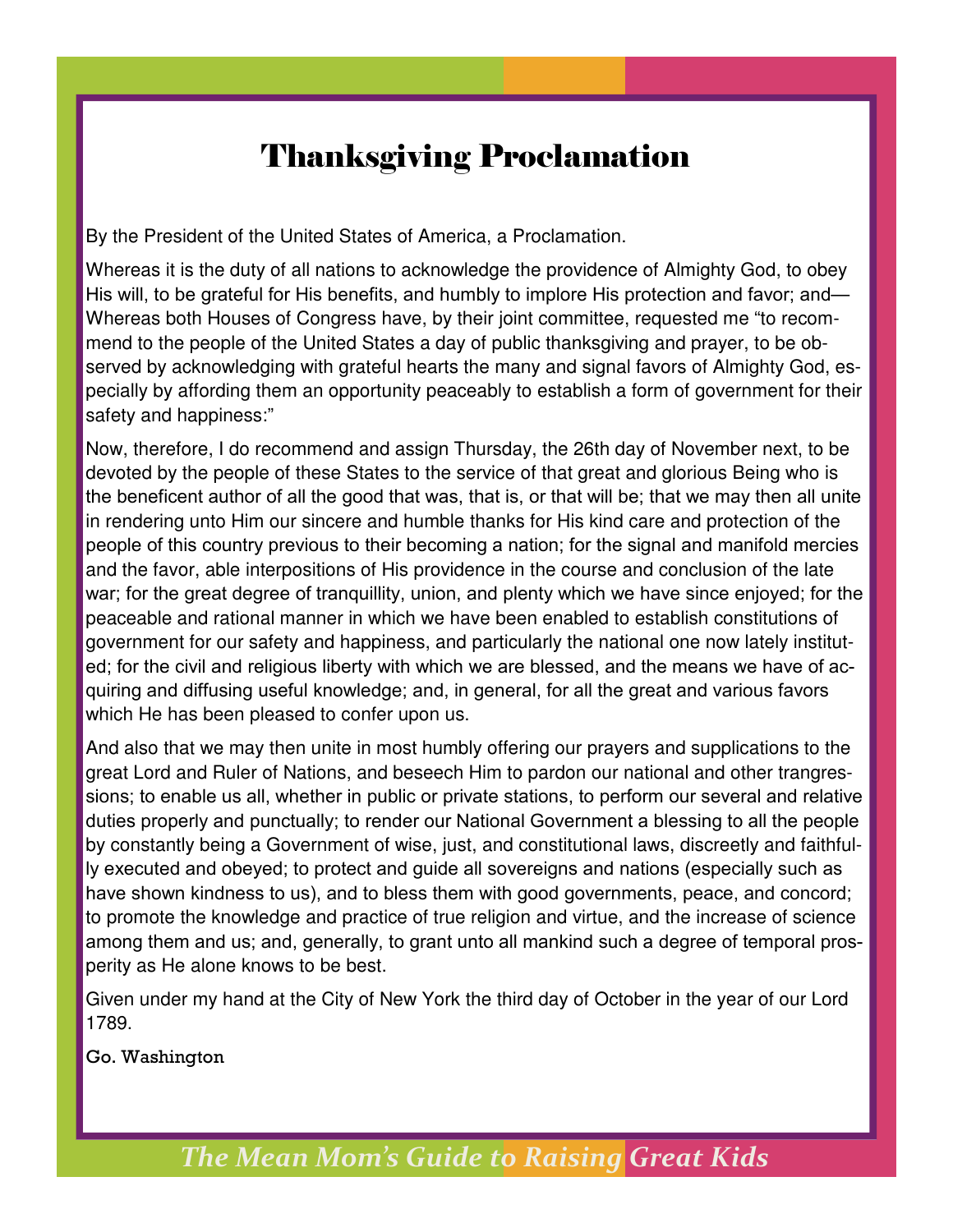# Thanksgiving Proclamation

By the President of the United States of America, a Proclamation.

Whereas it is the duty of all nations to acknowledge the providence of Almighty God, to obey His will, to be grateful for His benefits, and humbly to implore His protection and favor; and— Whereas both Houses of Congress have, by their joint committee, requested me "to recommend to the people of the United States a day of public thanksgiving and prayer, to be observed by acknowledging with grateful hearts the many and signal favors of Almighty God, especially by affording them an opportunity peaceably to establish a form of government for their safety and happiness:"

Now, therefore, I do recommend and assign Thursday, the 26th day of November next, to be devoted by the people of these States to the service of that great and glorious Being who is the beneficent author of all the good that was, that is, or that will be; that we may then all unite in rendering unto Him our sincere and humble thanks for His kind care and protection of the people of this country previous to their becoming a nation; for the signal and manifold mercies and the favor, able interpositions of His providence in the course and conclusion of the late war; for the great degree of tranquillity, union, and plenty which we have since enjoyed; for the peaceable and rational manner in which we have been enabled to establish constitutions of government for our safety and happiness, and particularly the national one now lately instituted; for the civil and religious liberty with which we are blessed, and the means we have of acquiring and diffusing useful knowledge; and, in general, for all the great and various favors which He has been pleased to confer upon us.

And also that we may then unite in most humbly offering our prayers and supplications to the great Lord and Ruler of Nations, and beseech Him to pardon our national and other trangressions; to enable us all, whether in public or private stations, to perform our several and relative duties properly and punctually; to render our National Government a blessing to all the people by constantly being a Government of wise, just, and constitutional laws, discreetly and faithfully executed and obeyed; to protect and guide all sovereigns and nations (especially such as have shown kindness to us), and to bless them with good governments, peace, and concord; to promote the knowledge and practice of true religion and virtue, and the increase of science among them and us; and, generally, to grant unto all mankind such a degree of temporal prosperity as He alone knows to be best.

Given under my hand at the City of New York the third day of October in the year of our Lord 1789.

Go. Washington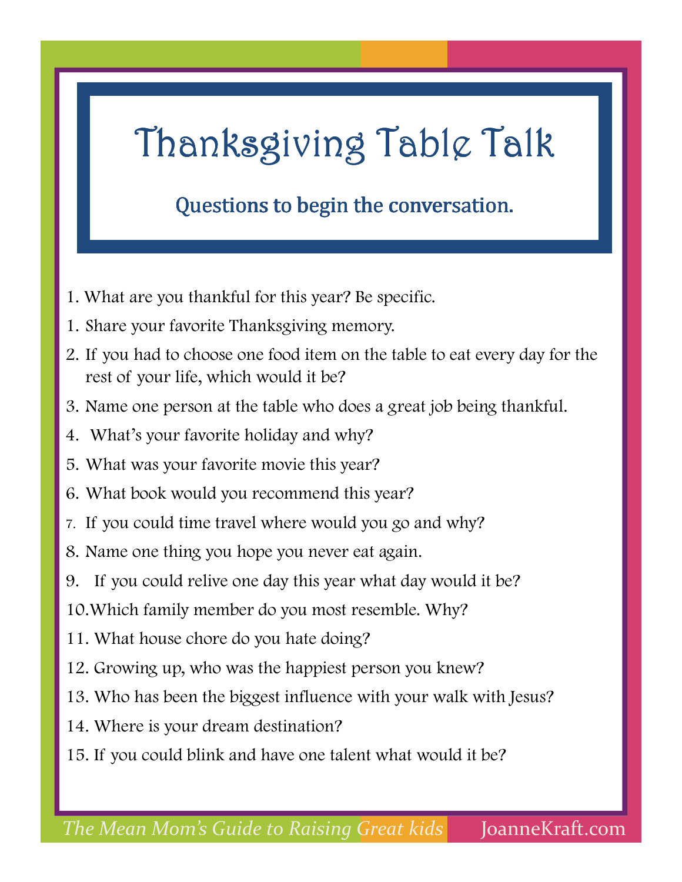# Thanksgiving Table Talk

## Questions to begin the conversation.

1. What are you thankful for this year? Be specific.
1. Share your favorite Thanksgiving memory.
2. If you had to choose one food item on the table to eat every day for the rest of your life, which would it be?
3. Name one person at the table who does a great job being thankful.
4. What's your favorite holiday and why?
5. What was your favorite movie this year?
6. What book would you recommend this year?
7. If you could time travel where would you go and why?
8. Name one thing you hope you never eat again.
9. If you could relive one day this year what day would it be?
10. Which family member do you most resemble. Why?
11. What house chore do you hate doing?
12. Growing up, who was the happiest person you knew?
13. Who has been the biggest influence with your walk with Jesus?
14. Where is your dream destination?
15. If you could blink and have one talent what would it be?

*The Mean Mom's Guide to Raising Great kids* JoanneKraft.com